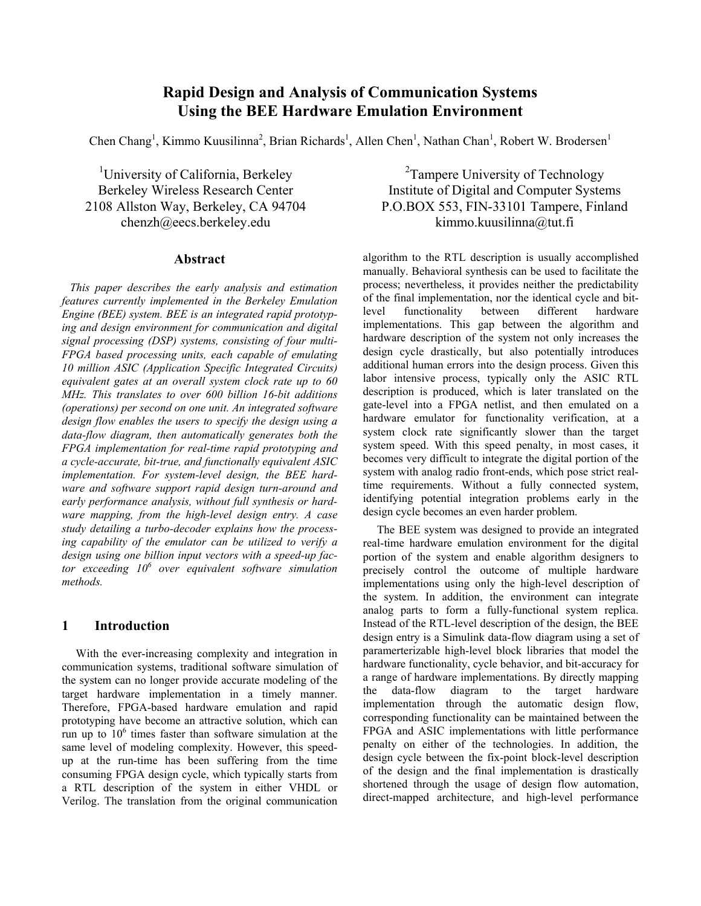# Rapid Design and Analysis of Communication Systems Using the BEE Hardware Emulation Environment

Chen Chang[1], Kimmo Kuusilinna[2], Brian Richards[1], Allen Chen[1], Nathan Chan[1], Robert W. Brodersen[1]

[1]University of California, Berkeley
Berkeley Wireless Research Center
2108 Allston Way, Berkeley, CA 94704
chenzh@eecs.berkeley.edu

[2]Tampere University of Technology
Institute of Digital and Computer Systems
P.O.BOX 553, FIN-33101 Tampere, Finland
kimmo.kuusilinna@tut.fi

## Abstract

*This paper describes the early analysis and estimation features currently implemented in the Berkeley Emulation Engine (BEE) system. BEE is an integrated rapid prototyping and design environment for communication and digital signal processing (DSP) systems, consisting of four multi-FPGA based processing units, each capable of emulating 10 million ASIC (Application Specific Integrated Circuits) equivalent gates at an overall system clock rate up to 60 MHz. This translates to over 600 billion 16-bit additions (operations) per second on one unit. An integrated software design flow enables the users to specify the design using a data-flow diagram, then automatically generates both the FPGA implementation for real-time rapid prototyping and a cycle-accurate, bit-true, and functionally equivalent ASIC implementation. For system-level design, the BEE hardware and software support rapid design turn-around and early performance analysis, without full synthesis or hardware mapping, from the high-level design entry. A case study detailing a turbo-decoder explains how the processing capability of the emulator can be utilized to verify a design using one billion input vectors with a speed-up factor exceeding $10^6$ over equivalent software simulation methods.*

## 1 Introduction

With the ever-increasing complexity and integration in communication systems, traditional software simulation of the system can no longer provide accurate modeling of the target hardware implementation in a timely manner. Therefore, FPGA-based hardware emulation and rapid prototyping have become an attractive solution, which can run up to $10^6$ times faster than software simulation at the same level of modeling complexity. However, this speed-up at the run-time has been suffering from the time consuming FPGA design cycle, which typically starts from a RTL description of the system in either VHDL or Verilog. The translation from the original communication algorithm to the RTL description is usually accomplished manually. Behavioral synthesis can be used to facilitate the process; nevertheless, it provides neither the predictability of the final implementation, nor the identical cycle and bit-level functionality between different hardware implementations. This gap between the algorithm and hardware description of the system not only increases the design cycle drastically, but also potentially introduces additional human errors into the design process. Given this labor intensive process, typically only the ASIC RTL description is produced, which is later translated on the gate-level into a FPGA netlist, and then emulated on a hardware emulator for functionality verification, at a system clock rate significantly slower than the target system speed. With this speed penalty, in most cases, it becomes very difficult to integrate the digital portion of the system with analog radio front-ends, which pose strict real-time requirements. Without a fully connected system, identifying potential integration problems early in the design cycle becomes an even harder problem.

The BEE system was designed to provide an integrated real-time hardware emulation environment for the digital portion of the system and enable algorithm designers to precisely control the outcome of multiple hardware implementations using only the high-level description of the system. In addition, the environment can integrate analog parts to form a fully-functional system replica. Instead of the RTL-level description of the design, the BEE design entry is a Simulink data-flow diagram using a set of paramerterizable high-level block libraries that model the hardware functionality, cycle behavior, and bit-accuracy for a range of hardware implementations. By directly mapping the data-flow diagram to the target hardware implementation through the automatic design flow, corresponding functionality can be maintained between the FPGA and ASIC implementations with little performance penalty on either of the technologies. In addition, the design cycle between the fix-point block-level description of the design and the final implementation is drastically shortened through the usage of design flow automation, direct-mapped architecture, and high-level performance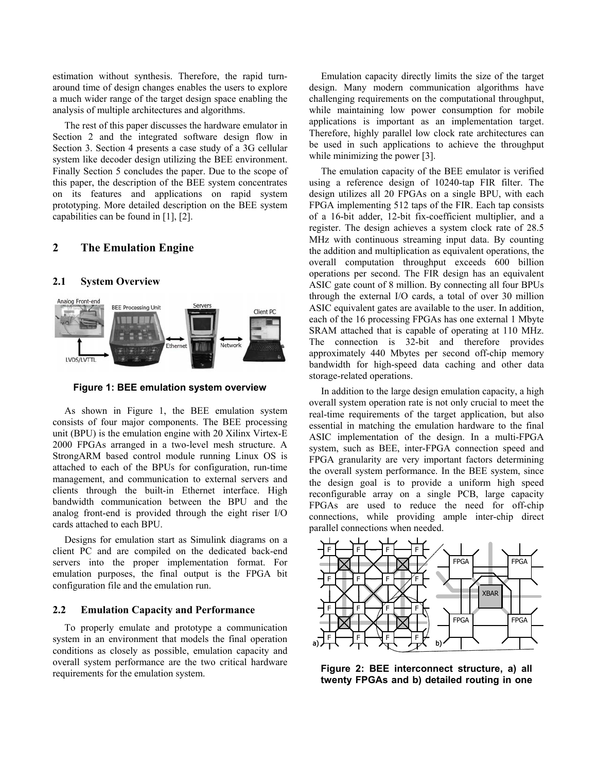estimation without synthesis. Therefore, the rapid turn-around time of design changes enables the users to explore a much wider range of the target design space enabling the analysis of multiple architectures and algorithms.

The rest of this paper discusses the hardware emulator in Section 2 and the integrated software design flow in Section 3. Section 4 presents a case study of a 3G cellular system like decoder design utilizing the BEE environment. Finally Section 5 concludes the paper. Due to the scope of this paper, the description of the BEE system concentrates on its features and applications on rapid system prototyping. More detailed description on the BEE system capabilities can be found in [1], [2].

## 2 The Emulation Engine

### 2.1 System Overview

**Figure 1: BEE emulation system overview**

As shown in Figure 1, the BEE emulation system consists of four major components. The BEE processing unit (BPU) is the emulation engine with 20 Xilinx Virtex-E 2000 FPGAs arranged in a two-level mesh structure. A StrongARM based control module running Linux OS is attached to each of the BPUs for configuration, run-time management, and communication to external servers and clients through the built-in Ethernet interface. High bandwidth communication between the BPU and the analog front-end is provided through the eight riser I/O cards attached to each BPU.

Designs for emulation start as Simulink diagrams on a client PC and are compiled on the dedicated back-end servers into the proper implementation format. For emulation purposes, the final output is the FPGA bit configuration file and the emulation run.

### 2.2 Emulation Capacity and Performance

To properly emulate and prototype a communication system in an environment that models the final operation conditions as closely as possible, emulation capacity and overall system performance are the two critical hardware requirements for the emulation system.

Emulation capacity directly limits the size of the target design. Many modern communication algorithms have challenging requirements on the computational throughput, while maintaining low power consumption for mobile applications is important as an implementation target. Therefore, highly parallel low clock rate architectures can be used in such applications to achieve the throughput while minimizing the power [3].

The emulation capacity of the BEE emulator is verified using a reference design of 10240-tap FIR filter. The design utilizes all 20 FPGAs on a single BPU, with each FPGA implementing 512 taps of the FIR. Each tap consists of a 16-bit adder, 12-bit fix-coefficient multiplier, and a register. The design achieves a system clock rate of 28.5 MHz with continuous streaming input data. By counting the addition and multiplication as equivalent operations, the overall computation throughput exceeds 600 billion operations per second. The FIR design has an equivalent ASIC gate count of 8 million. By connecting all four BPUs through the external I/O cards, a total of over 30 million ASIC equivalent gates are available to the user. In addition, each of the 16 processing FPGAs has one external 1 Mbyte SRAM attached that is capable of operating at 110 MHz. The connection is 32-bit and therefore provides approximately 440 Mbytes per second off-chip memory bandwidth for high-speed data caching and other data storage-related operations.

In addition to the large design emulation capacity, a high overall system operation rate is not only crucial to meet the real-time requirements of the target application, but also essential in matching the emulation hardware to the final ASIC implementation of the design. In a multi-FPGA system, such as BEE, inter-FPGA connection speed and FPGA granularity are very important factors determining the overall system performance. In the BEE system, since the design goal is to provide a uniform high speed reconfigurable array on a single PCB, large capacity FPGAs are used to reduce the need for off-chip connections, while providing ample inter-chip direct parallel connections when needed.

**Figure 2: BEE interconnect structure, a) all twenty FPGAs and b) detailed routing in one**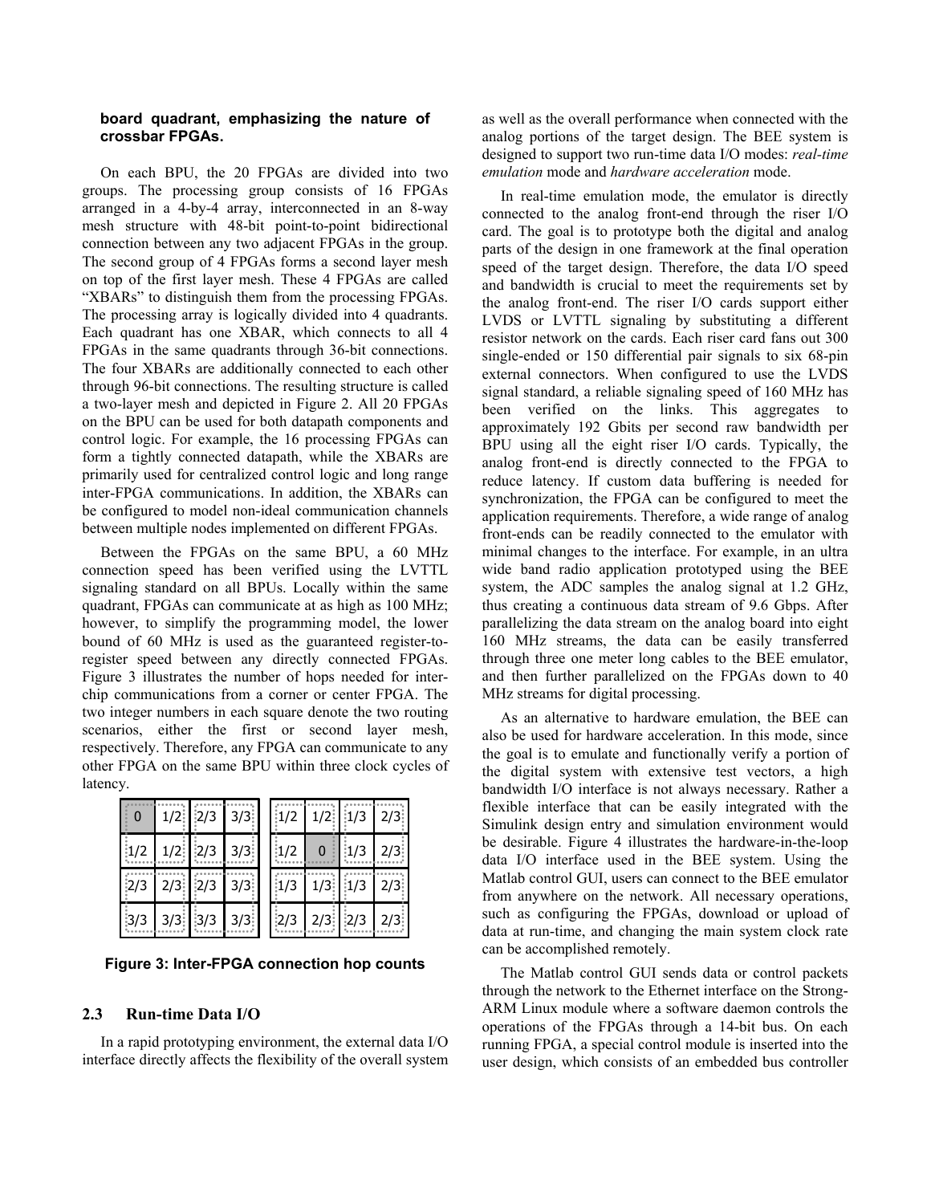**board quadrant, emphasizing the nature of crossbar FPGAs.**

On each BPU, the 20 FPGAs are divided into two groups. The processing group consists of 16 FPGAs arranged in a 4-by-4 array, interconnected in an 8-way mesh structure with 48-bit point-to-point bidirectional connection between any two adjacent FPGAs in the group. The second group of 4 FPGAs forms a second layer mesh on top of the first layer mesh. These 4 FPGAs are called "XBARs" to distinguish them from the processing FPGAs. The processing array is logically divided into 4 quadrants. Each quadrant has one XBAR, which connects to all 4 FPGAs in the same quadrants through 36-bit connections. The four XBARs are additionally connected to each other through 96-bit connections. The resulting structure is called a two-layer mesh and depicted in Figure 2. All 20 FPGAs on the BPU can be used for both datapath components and control logic. For example, the 16 processing FPGAs can form a tightly connected datapath, while the XBARs are primarily used for centralized control logic and long range inter-FPGA communications. In addition, the XBARs can be configured to model non-ideal communication channels between multiple nodes implemented on different FPGAs.

Between the FPGAs on the same BPU, a 60 MHz connection speed has been verified using the LVTTL signaling standard on all BPUs. Locally within the same quadrant, FPGAs can communicate at as high as 100 MHz; however, to simplify the programming model, the lower bound of 60 MHz is used as the guaranteed register-to-register speed between any directly connected FPGAs. Figure 3 illustrates the number of hops needed for inter-chip communications from a corner or center FPGA. The two integer numbers in each square denote the two routing scenarios, either the first or second layer mesh, respectively. Therefore, any FPGA can communicate to any other FPGA on the same BPU within three clock cycles of latency.

| | | | |
|---|---|---|---|
| 0 | 1/2 | 2/3 | 3/3 |
| 1/2 | 1/2 | 2/3 | 3/3 |
| 2/3 | 2/3 | 2/3 | 3/3 |
| 3/3 | 3/3 | 3/3 | 3/3 |

| | | | |
|---|---|---|---|
| 1/2 | 1/2 | 1/3 | 2/3 |
| 1/2 | 0 | 1/3 | 2/3 |
| 1/3 | 1/3 | 1/3 | 2/3 |
| 2/3 | 2/3 | 2/3 | 2/3 |

**Figure 3: Inter-FPGA connection hop counts**

## 2.3 Run-time Data I/O

In a rapid prototyping environment, the external data I/O interface directly affects the flexibility of the overall system as well as the overall performance when connected with the analog portions of the target design. The BEE system is designed to support two run-time data I/O modes: *real-time emulation* mode and *hardware acceleration* mode.

In real-time emulation mode, the emulator is directly connected to the analog front-end through the riser I/O card. The goal is to prototype both the digital and analog parts of the design in one framework at the final operation speed of the target design. Therefore, the data I/O speed and bandwidth is crucial to meet the requirements set by the analog front-end. The riser I/O cards support either LVDS or LVTTL signaling by substituting a different resistor network on the cards. Each riser card fans out 300 single-ended or 150 differential pair signals to six 68-pin external connectors. When configured to use the LVDS signal standard, a reliable signaling speed of 160 MHz has been verified on the links. This aggregates to approximately 192 Gbits per second raw bandwidth per BPU using all the eight riser I/O cards. Typically, the analog front-end is directly connected to the FPGA to reduce latency. If custom data buffering is needed for synchronization, the FPGA can be configured to meet the application requirements. Therefore, a wide range of analog front-ends can be readily connected to the emulator with minimal changes to the interface. For example, in an ultra wide band radio application prototyped using the BEE system, the ADC samples the analog signal at 1.2 GHz, thus creating a continuous data stream of 9.6 Gbps. After parallelizing the data stream on the analog board into eight 160 MHz streams, the data can be easily transferred through three one meter long cables to the BEE emulator, and then further parallelized on the FPGAs down to 40 MHz streams for digital processing.

As an alternative to hardware emulation, the BEE can also be used for hardware acceleration. In this mode, since the goal is to emulate and functionally verify a portion of the digital system with extensive test vectors, a high bandwidth I/O interface is not always necessary. Rather a flexible interface that can be easily integrated with the Simulink design entry and simulation environment would be desirable. Figure 4 illustrates the hardware-in-the-loop data I/O interface used in the BEE system. Using the Matlab control GUI, users can connect to the BEE emulator from anywhere on the network. All necessary operations, such as configuring the FPGAs, download or upload of data at run-time, and changing the main system clock rate can be accomplished remotely.

The Matlab control GUI sends data or control packets through the network to the Ethernet interface on the Strong-ARM Linux module where a software daemon controls the operations of the FPGAs through a 14-bit bus. On each running FPGA, a special control module is inserted into the user design, which consists of an embedded bus controller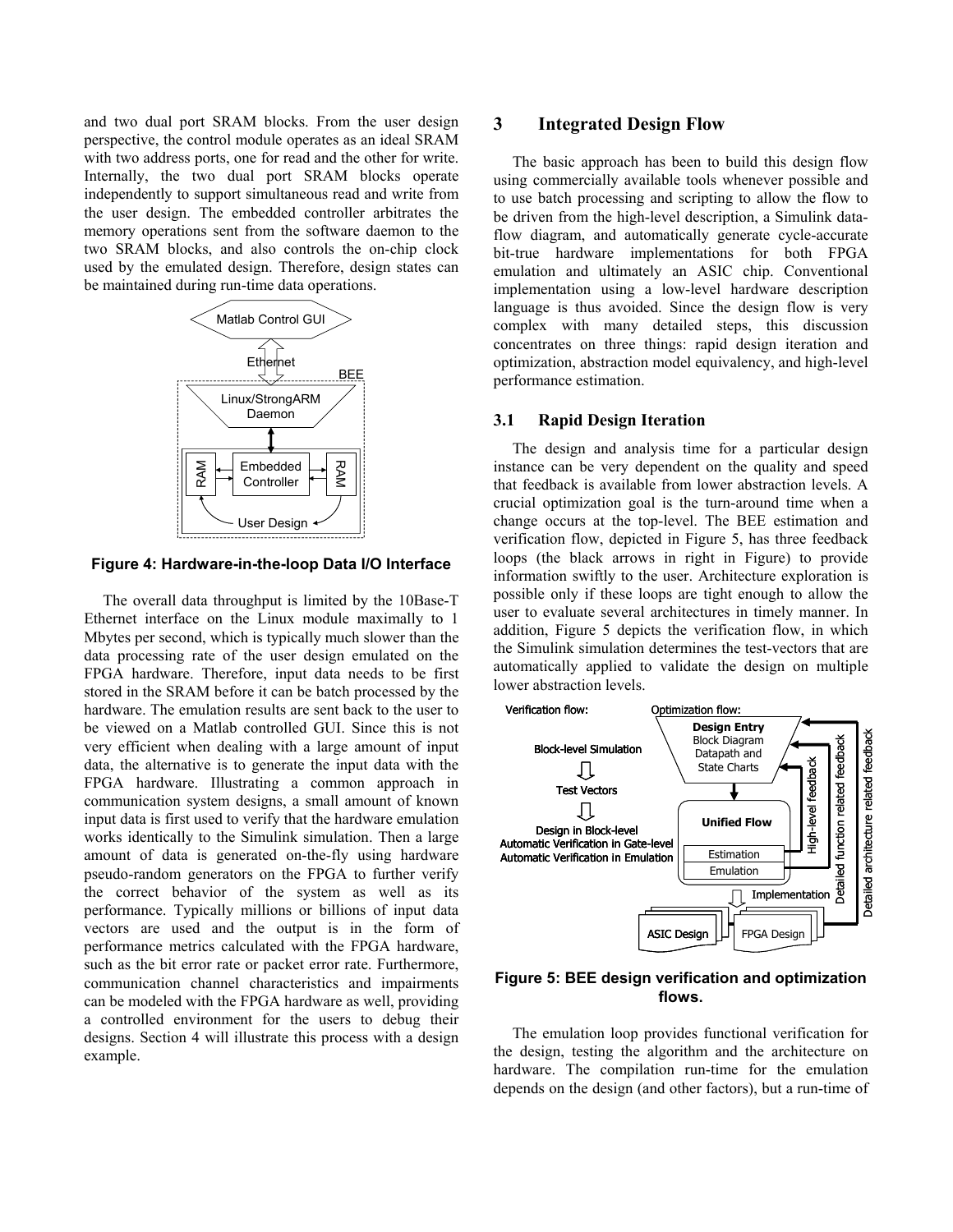and two dual port SRAM blocks. From the user design perspective, the control module operates as an ideal SRAM with two address ports, one for read and the other for write. Internally, the two dual port SRAM blocks operate independently to support simultaneous read and write from the user design. The embedded controller arbitrates the memory operations sent from the software daemon to the two SRAM blocks, and also controls the on-chip clock used by the emulated design. Therefore, design states can be maintained during run-time data operations.

Matlab Control GUI

Ethernet

BEE

Linux/StrongARM Daemon

RAM

Embedded Controller

RAM

User Design

**Figure 4: Hardware-in-the-loop Data I/O Interface**

The overall data throughput is limited by the 10Base-T Ethernet interface on the Linux module maximally to 1 Mbytes per second, which is typically much slower than the data processing rate of the user design emulated on the FPGA hardware. Therefore, input data needs to be first stored in the SRAM before it can be batch processed by the hardware. The emulation results are sent back to the user to be viewed on a Matlab controlled GUI. Since this is not very efficient when dealing with a large amount of input data, the alternative is to generate the input data with the FPGA hardware. Illustrating a common approach in communication system designs, a small amount of known input data is first used to verify that the hardware emulation works identically to the Simulink simulation. Then a large amount of data is generated on-the-fly using hardware pseudo-random generators on the FPGA to further verify the correct behavior of the system as well as its performance. Typically millions or billions of input data vectors are used and the output is in the form of performance metrics calculated with the FPGA hardware, such as the bit error rate or packet error rate. Furthermore, communication channel characteristics and impairments can be modeled with the FPGA hardware as well, providing a controlled environment for the users to debug their designs. Section 4 will illustrate this process with a design example.

## 3 Integrated Design Flow

The basic approach has been to build this design flow using commercially available tools whenever possible and to use batch processing and scripting to allow the flow to be driven from the high-level description, a Simulink data-flow diagram, and automatically generate cycle-accurate bit-true hardware implementations for both FPGA emulation and ultimately an ASIC chip. Conventional implementation using a low-level hardware description language is thus avoided. Since the design flow is very complex with many detailed steps, this discussion concentrates on three things: rapid design iteration and optimization, abstraction model equivalency, and high-level performance estimation.

### 3.1 Rapid Design Iteration

The design and analysis time for a particular design instance can be very dependent on the quality and speed that feedback is available from lower abstraction levels. A crucial optimization goal is the turn-around time when a change occurs at the top-level. The BEE estimation and verification flow, depicted in Figure 5, has three feedback loops (the black arrows in right in Figure) to provide information swiftly to the user. Architecture exploration is possible only if these loops are tight enough to allow the user to evaluate several architectures in timely manner. In addition, Figure 5 depicts the verification flow, in which the Simulink simulation determines the test-vectors that are automatically applied to validate the design on multiple lower abstraction levels.

Verification flow:

Block-level Simulation

Test Vectors

Design in Block-level
Automatic Verification in Gate-level
Automatic Verification in Emulation

Optimization flow:

Design Entry
Block Diagram
Datapath and
State Charts

Unified Flow

Estimation

Emulation

Implementation

ASIC Design

FPGA Design

High-level feedback

Detailed function related feedback

Detailed architecture related feedback

**Figure 5: BEE design verification and optimization flows.**

The emulation loop provides functional verification for the design, testing the algorithm and the architecture on hardware. The compilation run-time for the emulation depends on the design (and other factors), but a run-time of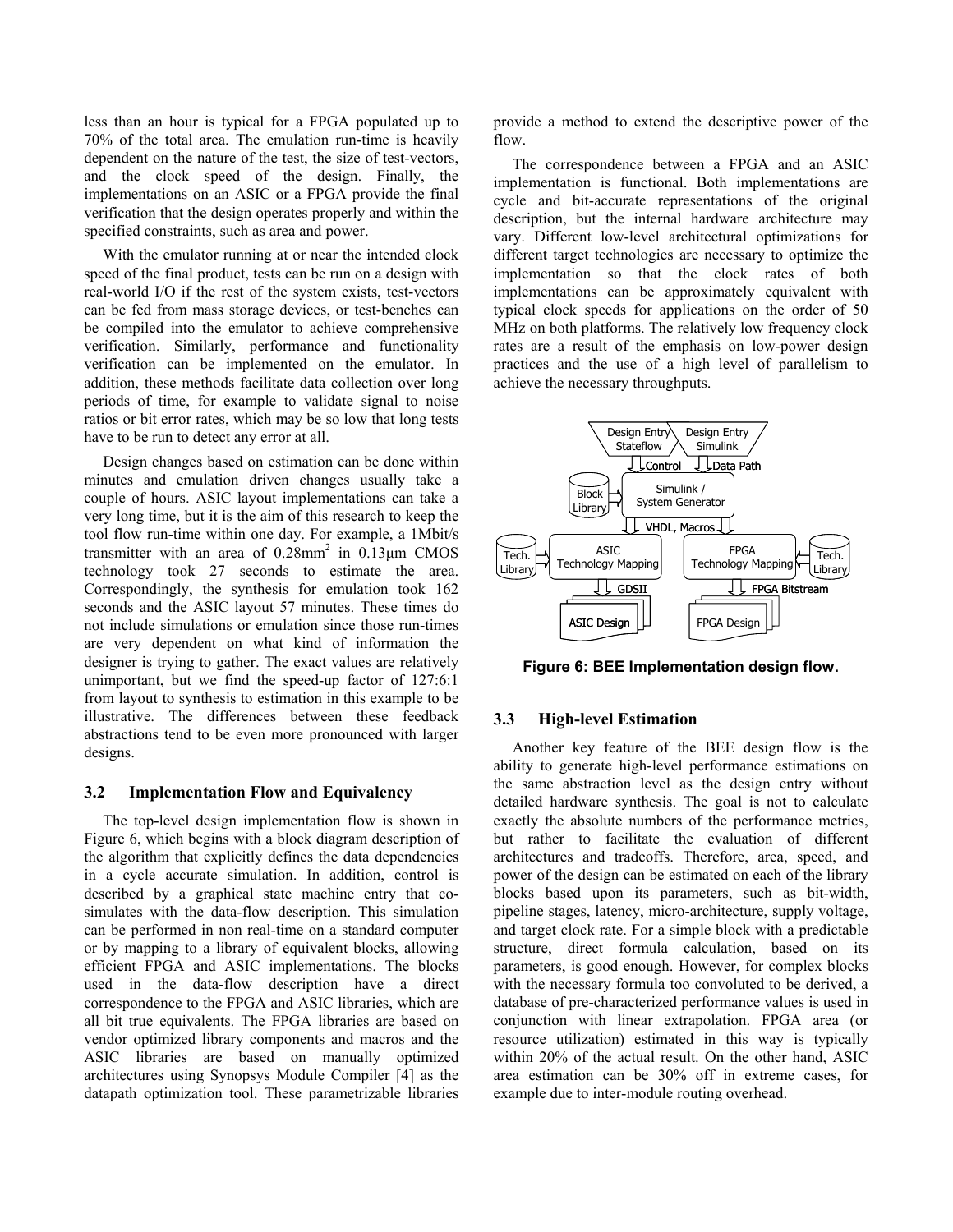less than an hour is typical for a FPGA populated up to 70% of the total area. The emulation run-time is heavily dependent on the nature of the test, the size of test-vectors, and the clock speed of the design. Finally, the implementations on an ASIC or a FPGA provide the final verification that the design operates properly and within the specified constraints, such as area and power.

With the emulator running at or near the intended clock speed of the final product, tests can be run on a design with real-world I/O if the rest of the system exists, test-vectors can be fed from mass storage devices, or test-benches can be compiled into the emulator to achieve comprehensive verification. Similarly, performance and functionality verification can be implemented on the emulator. In addition, these methods facilitate data collection over long periods of time, for example to validate signal to noise ratios or bit error rates, which may be so low that long tests have to be run to detect any error at all.

Design changes based on estimation can be done within minutes and emulation driven changes usually take a couple of hours. ASIC layout implementations can take a very long time, but it is the aim of this research to keep the tool flow run-time within one day. For example, a 1Mbit/s transmitter with an area of $0.28\text{mm}^2$ in $0.13\mu\text{m}$ CMOS technology took 27 seconds to estimate the area. Correspondingly, the synthesis for emulation took 162 seconds and the ASIC layout 57 minutes. These times do not include simulations or emulation since those run-times are very dependent on what kind of information the designer is trying to gather. The exact values are relatively unimportant, but we find the speed-up factor of 127:6:1 from layout to synthesis to estimation in this example to be illustrative. The differences between these feedback abstractions tend to be even more pronounced with larger designs.

## 3.2 Implementation Flow and Equivalency

The top-level design implementation flow is shown in Figure 6, which begins with a block diagram description of the algorithm that explicitly defines the data dependencies in a cycle accurate simulation. In addition, control is described by a graphical state machine entry that co-simulates with the data-flow description. This simulation can be performed in non real-time on a standard computer or by mapping to a library of equivalent blocks, allowing efficient FPGA and ASIC implementations. The blocks used in the data-flow description have a direct correspondence to the FPGA and ASIC libraries, which are all bit true equivalents. The FPGA libraries are based on vendor optimized library components and macros and the ASIC libraries are based on manually optimized architectures using Synopsys Module Compiler [4] as the datapath optimization tool. These parametrizable libraries provide a method to extend the descriptive power of the flow.

The correspondence between a FPGA and an ASIC implementation is functional. Both implementations are cycle and bit-accurate representations of the original description, but the internal hardware architecture may vary. Different low-level architectural optimizations for different target technologies are necessary to optimize the implementation so that the clock rates of both implementations can be approximately equivalent with typical clock speeds for applications on the order of 50 MHz on both platforms. The relatively low frequency clock rates are a result of the emphasis on low-power design practices and the use of a high level of parallelism to achieve the necessary throughputs.

Design Entry Stateflow
Design Entry Simulink
Control
Data Path
Block Library
Simulink / System Generator
VHDL, Macros
Tech. Library
ASIC Technology Mapping
FPGA Technology Mapping
Tech. Library
GDSII
FPGA Bitstream
ASIC Design
FPGA Design

**Figure 6: BEE Implementation design flow.**

## 3.3 High-level Estimation

Another key feature of the BEE design flow is the ability to generate high-level performance estimations on the same abstraction level as the design entry without detailed hardware synthesis. The goal is not to calculate exactly the absolute numbers of the performance metrics, but rather to facilitate the evaluation of different architectures and tradeoffs. Therefore, area, speed, and power of the design can be estimated on each of the library blocks based upon its parameters, such as bit-width, pipeline stages, latency, micro-architecture, supply voltage, and target clock rate. For a simple block with a predictable structure, direct formula calculation, based on its parameters, is good enough. However, for complex blocks with the necessary formula too convoluted to be derived, a database of pre-characterized performance values is used in conjunction with linear extrapolation. FPGA area (or resource utilization) estimated in this way is typically within 20% of the actual result. On the other hand, ASIC area estimation can be 30% off in extreme cases, for example due to inter-module routing overhead.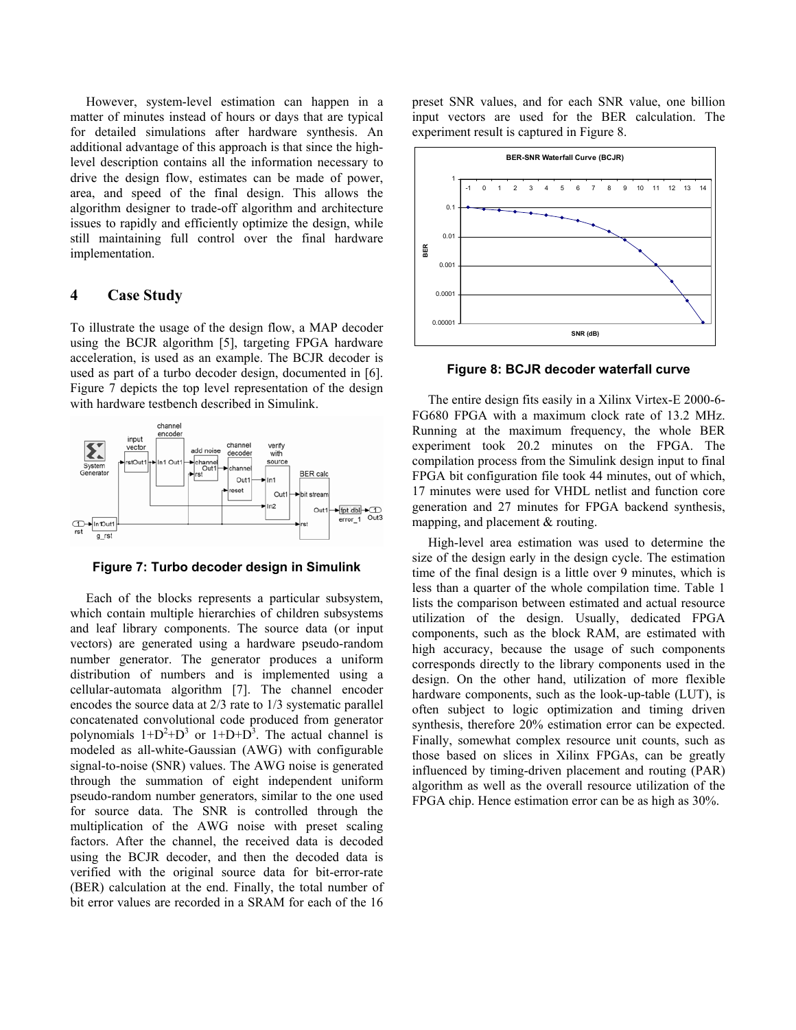However, system-level estimation can happen in a matter of minutes instead of hours or days that are typical for detailed simulations after hardware synthesis. An additional advantage of this approach is that since the high-level description contains all the information necessary to drive the design flow, estimates can be made of power, area, and speed of the final design. This allows the algorithm designer to trade-off algorithm and architecture issues to rapidly and efficiently optimize the design, while still maintaining full control over the final hardware implementation.

## 4 Case Study

To illustrate the usage of the design flow, a MAP decoder using the BCJR algorithm [5], targeting FPGA hardware acceleration, is used as an example. The BCJR decoder is used as part of a turbo decoder design, documented in [6]. Figure 7 depicts the top level representation of the design with hardware testbench described in Simulink.

**Figure 7: Turbo decoder design in Simulink**

Each of the blocks represents a particular subsystem, which contain multiple hierarchies of children subsystems and leaf library components. The source data (or input vectors) are generated using a hardware pseudo-random number generator. The generator produces a uniform distribution of numbers and is implemented using a cellular-automata algorithm [7]. The channel encoder encodes the source data at 2/3 rate to 1/3 systematic parallel concatenated convolutional code produced from generator polynomials $1+D^2+D^3$ or $1+D+D^3$. The actual channel is modeled as all-white-Gaussian (AWG) with configurable signal-to-noise (SNR) values. The AWG noise is generated through the summation of eight independent uniform pseudo-random number generators, similar to the one used for source data. The SNR is controlled through the multiplication of the AWG noise with preset scaling factors. After the channel, the received data is decoded using the BCJR decoder, and then the decoded data is verified with the original source data for bit-error-rate (BER) calculation at the end. Finally, the total number of bit error values are recorded in a SRAM for each of the 16 preset SNR values, and for each SNR value, one billion input vectors are used for the BER calculation. The experiment result is captured in Figure 8.

**Figure 8: BCJR decoder waterfall curve**

The entire design fits easily in a Xilinx Virtex-E 2000-6-FG680 FPGA with a maximum clock rate of 13.2 MHz. Running at the maximum frequency, the whole BER experiment took 20.2 minutes on the FPGA. The compilation process from the Simulink design input to final FPGA bit configuration file took 44 minutes, out of which, 17 minutes were used for VHDL netlist and function core generation and 27 minutes for FPGA backend synthesis, mapping, and placement & routing.

High-level area estimation was used to determine the size of the design early in the design cycle. The estimation time of the final design is a little over 9 minutes, which is less than a quarter of the whole compilation time. Table 1 lists the comparison between estimated and actual resource utilization of the design. Usually, dedicated FPGA components, such as the block RAM, are estimated with high accuracy, because the usage of such components corresponds directly to the library components used in the design. On the other hand, utilization of more flexible hardware components, such as the look-up-table (LUT), is often subject to logic optimization and timing driven synthesis, therefore 20% estimation error can be expected. Finally, somewhat complex resource unit counts, such as those based on slices in Xilinx FPGAs, can be greatly influenced by timing-driven placement and routing (PAR) algorithm as well as the overall resource utilization of the FPGA chip. Hence estimation error can be as high as 30%.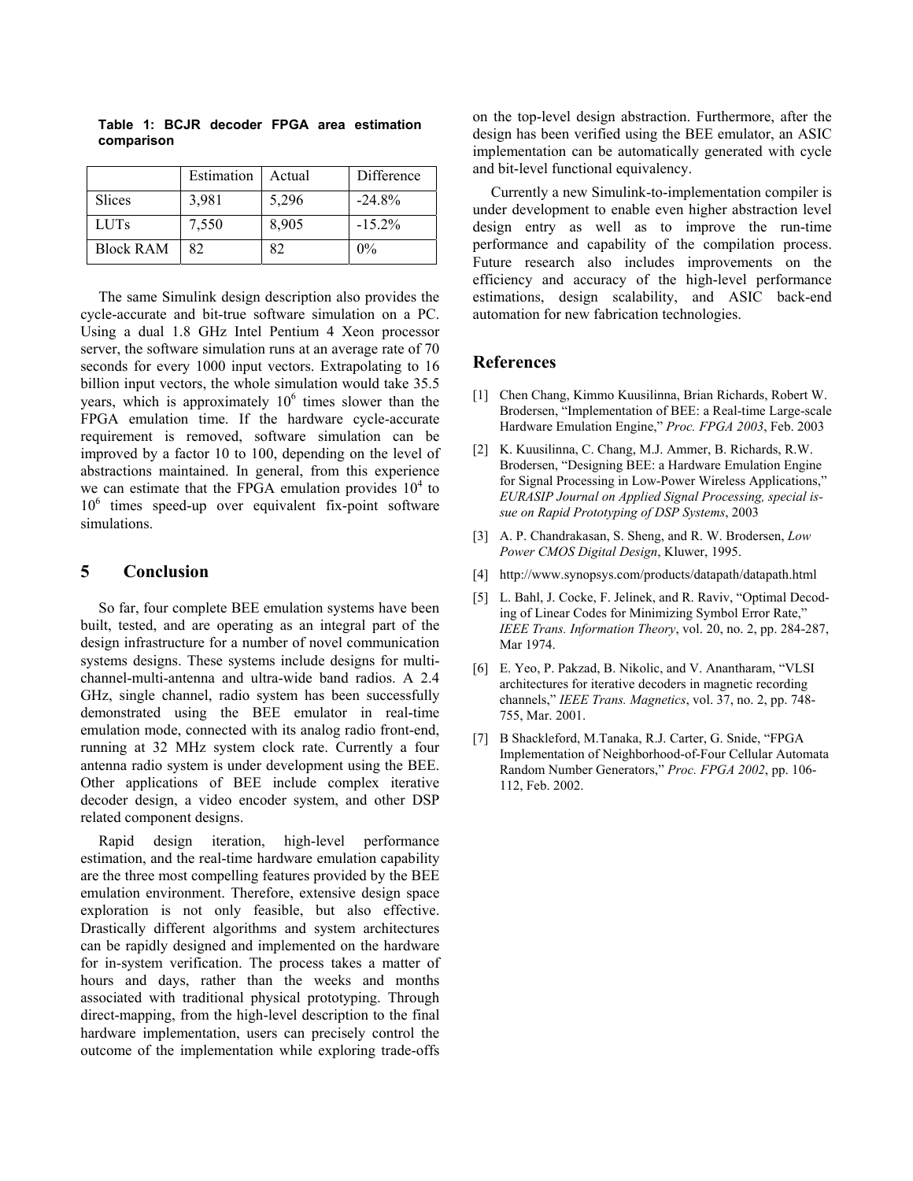**Table 1: BCJR decoder FPGA area estimation comparison**

| | Estimation | Actual | Difference |
|---|---|---|---|
| Slices | 3,981 | 5,296 | -24.8% |
| LUTs | 7,550 | 8,905 | -15.2% |
| Block RAM | 82 | 82 | 0% |

The same Simulink design description also provides the cycle-accurate and bit-true software simulation on a PC. Using a dual 1.8 GHz Intel Pentium 4 Xeon processor server, the software simulation runs at an average rate of 70 seconds for every 1000 input vectors. Extrapolating to 16 billion input vectors, the whole simulation would take 35.5 years, which is approximately $10^6$ times slower than the FPGA emulation time. If the hardware cycle-accurate requirement is removed, software simulation can be improved by a factor 10 to 100, depending on the level of abstractions maintained. In general, from this experience we can estimate that the FPGA emulation provides $10^4$ to $10^6$ times speed-up over equivalent fix-point software simulations.

## 5 Conclusion

So far, four complete BEE emulation systems have been built, tested, and are operating as an integral part of the design infrastructure for a number of novel communication systems designs. These systems include designs for multi-channel-multi-antenna and ultra-wide band radios. A 2.4 GHz, single channel, radio system has been successfully demonstrated using the BEE emulator in real-time emulation mode, connected with its analog radio front-end, running at 32 MHz system clock rate. Currently a four antenna radio system is under development using the BEE. Other applications of BEE include complex iterative decoder design, a video encoder system, and other DSP related component designs.

Rapid design iteration, high-level performance estimation, and the real-time hardware emulation capability are the three most compelling features provided by the BEE emulation environment. Therefore, extensive design space exploration is not only feasible, but also effective. Drastically different algorithms and system architectures can be rapidly designed and implemented on the hardware for in-system verification. The process takes a matter of hours and days, rather than the weeks and months associated with traditional physical prototyping. Through direct-mapping, from the high-level description to the final hardware implementation, users can precisely control the outcome of the implementation while exploring trade-offs on the top-level design abstraction. Furthermore, after the design has been verified using the BEE emulator, an ASIC implementation can be automatically generated with cycle and bit-level functional equivalency.

Currently a new Simulink-to-implementation compiler is under development to enable even higher abstraction level design entry as well as to improve the run-time performance and capability of the compilation process. Future research also includes improvements on the efficiency and accuracy of the high-level performance estimations, design scalability, and ASIC back-end automation for new fabrication technologies.

## References

[1] Chen Chang, Kimmo Kuusilinna, Brian Richards, Robert W. Brodersen, "Implementation of BEE: a Real-time Large-scale Hardware Emulation Engine," *Proc. FPGA 2003*, Feb. 2003

[2] K. Kuusilinna, C. Chang, M.J. Ammer, B. Richards, R.W. Brodersen, "Designing BEE: a Hardware Emulation Engine for Signal Processing in Low-Power Wireless Applications," *EURASIP Journal on Applied Signal Processing, special issue on Rapid Prototyping of DSP Systems*, 2003

[3] A. P. Chandrakasan, S. Sheng, and R. W. Brodersen, *Low Power CMOS Digital Design*, Kluwer, 1995.

[4] http://www.synopsys.com/products/datapath/datapath.html

[5] L. Bahl, J. Cocke, F. Jelinek, and R. Raviv, "Optimal Decoding of Linear Codes for Minimizing Symbol Error Rate," *IEEE Trans. Information Theory*, vol. 20, no. 2, pp. 284-287, Mar 1974.

[6] E. Yeo, P. Pakzad, B. Nikolic, and V. Anantharam, "VLSI architectures for iterative decoders in magnetic recording channels," *IEEE Trans. Magnetics*, vol. 37, no. 2, pp. 748-755, Mar. 2001.

[7] B Shackleford, M.Tanaka, R.J. Carter, G. Snide, "FPGA Implementation of Neighborhood-of-Four Cellular Automata Random Number Generators," *Proc. FPGA 2002*, pp. 106-112, Feb. 2002.